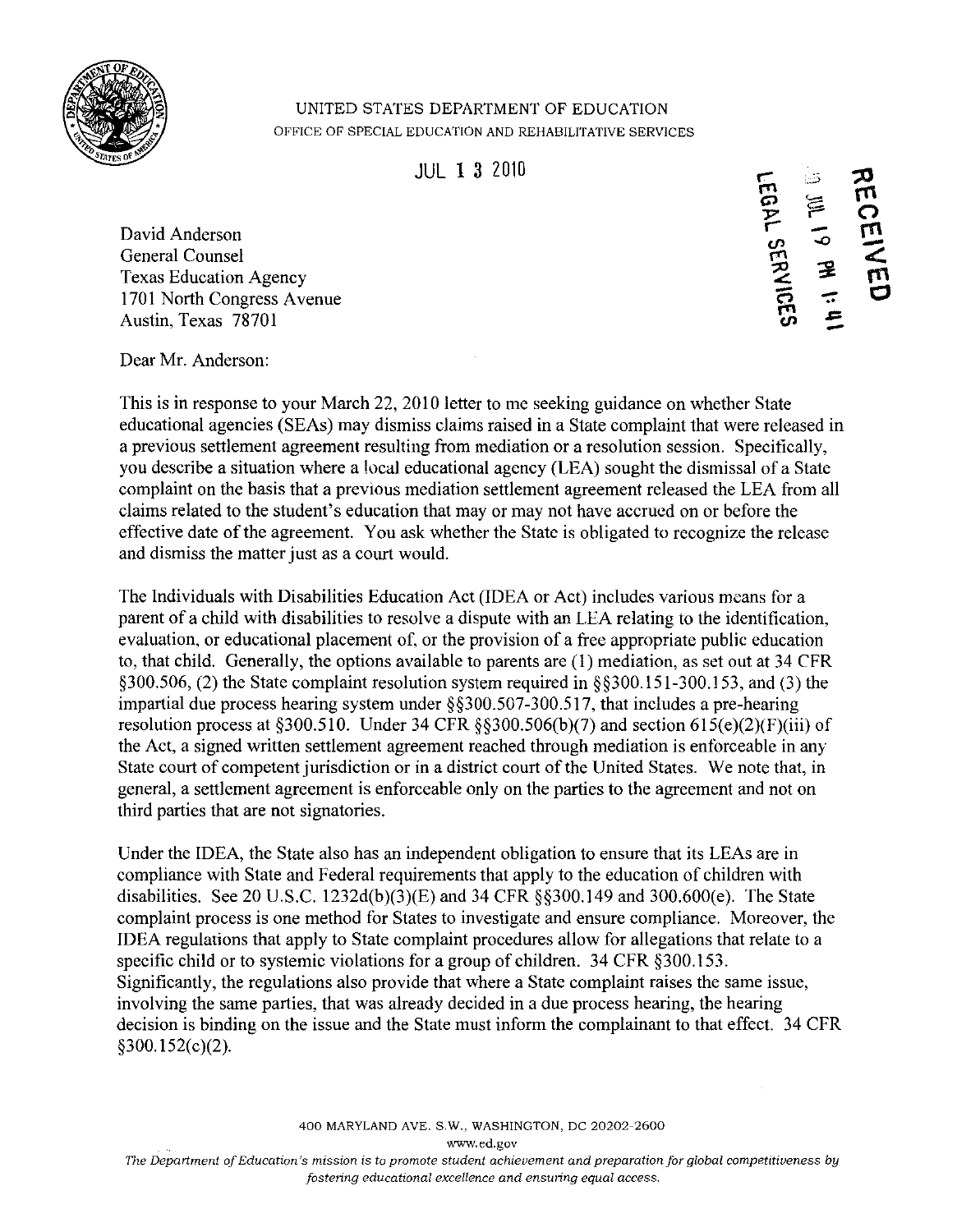UNITED STATES DEPARTMENT OF EDUCATION

OFFICE OF SPECIAL EDUCATION AND REHABILITATIVE SERVICES

JUL 13 2010

RECEIVED
2010 JUL 19 PM 1:41
LEGAL SERVICES

David Anderson
General Counsel
Texas Education Agency
1701 North Congress Avenue
Austin, Texas 78701

Dear Mr. Anderson:

This is in response to your March 22, 2010 letter to me seeking guidance on whether State educational agencies (SEAs) may dismiss claims raised in a State complaint that were released in a previous settlement agreement resulting from mediation or a resolution session. Specifically, you describe a situation where a local educational agency (LEA) sought the dismissal of a State complaint on the basis that a previous mediation settlement agreement released the LEA from all claims related to the student's education that may or may not have accrued on or before the effective date of the agreement. You ask whether the State is obligated to recognize the release and dismiss the matter just as a court would.

The Individuals with Disabilities Education Act (IDEA or Act) includes various means for a parent of a child with disabilities to resolve a dispute with an LEA relating to the identification, evaluation, or educational placement of, or the provision of a free appropriate public education to, that child. Generally, the options available to parents are (1) mediation, as set out at 34 CFR §300.506, (2) the State complaint resolution system required in §§300.151-300.153, and (3) the impartial due process hearing system under §§300.507-300.517, that includes a pre-hearing resolution process at §300.510. Under 34 CFR §§300.506(b)(7) and section 615(e)(2)(F)(iii) of the Act, a signed written settlement agreement reached through mediation is enforceable in any State court of competent jurisdiction or in a district court of the United States. We note that, in general, a settlement agreement is enforceable only on the parties to the agreement and not on third parties that are not signatories.

Under the IDEA, the State also has an independent obligation to ensure that its LEAs are in compliance with State and Federal requirements that apply to the education of children with disabilities. See 20 U.S.C. 1232d(b)(3)(E) and 34 CFR §§300.149 and 300.600(e). The State complaint process is one method for States to investigate and ensure compliance. Moreover, the IDEA regulations that apply to State complaint procedures allow for allegations that relate to a specific child or to systemic violations for a group of children. 34 CFR §300.153. Significantly, the regulations also provide that where a State complaint raises the same issue, involving the same parties, that was already decided in a due process hearing, the hearing decision is binding on the issue and the State must inform the complainant to that effect. 34 CFR §300.152(c)(2).

400 MARYLAND AVE. S.W., WASHINGTON, DC 20202-2600

www.ed.gov

*The Department of Education's mission is to promote student achievement and preparation for global competitiveness by fostering educational excellence and ensuring equal access.*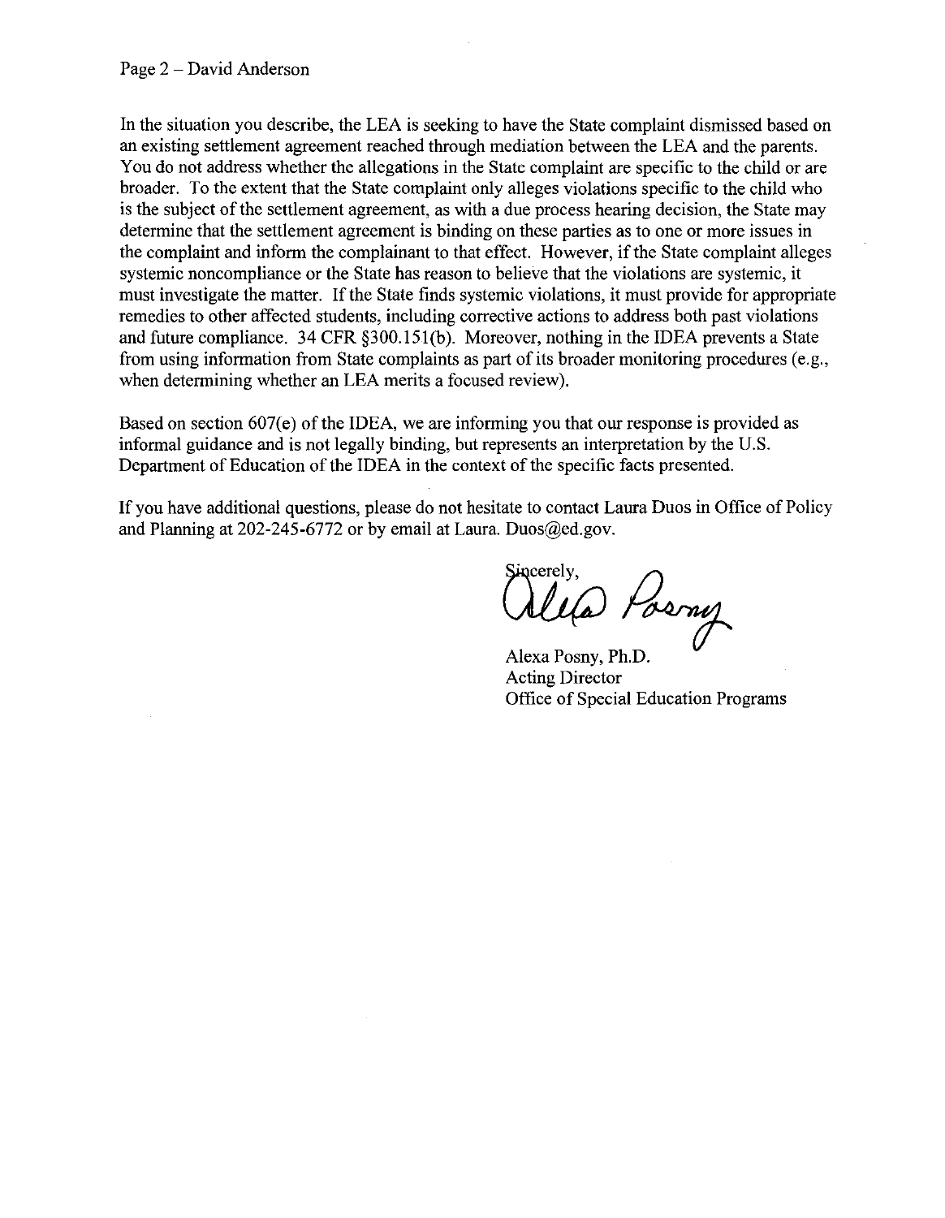In the situation you describe, the LEA is seeking to have the State complaint dismissed based on an existing settlement agreement reached through mediation between the LEA and the parents. You do not address whether the allegations in the State complaint are specific to the child or are broader. To the extent that the State complaint only alleges violations specific to the child who is the subject of the settlement agreement, as with a due process hearing decision, the State may determine that the settlement agreement is binding on these parties as to one or more issues in the complaint and inform the complainant to that effect. However, if the State complaint alleges systemic noncompliance or the State has reason to believe that the violations are systemic, it must investigate the matter. If the State finds systemic violations, it must provide for appropriate remedies to other affected students, including corrective actions to address both past violations and future compliance. 34 CFR §300.151(b). Moreover, nothing in the IDEA prevents a State from using information from State complaints as part of its broader monitoring procedures (e.g., when determining whether an LEA merits a focused review).

Based on section 607(e) of the IDEA, we are informing you that our response is provided as informal guidance and is not legally binding, but represents an interpretation by the U.S. Department of Education of the IDEA in the context of the specific facts presented.

If you have additional questions, please do not hesitate to contact Laura Duos in Office of Policy and Planning at 202-245-6772 or by email at Laura. Duos@ed.gov.

Sincerely,

Alexa Posny, Ph.D.
Acting Director
Office of Special Education Programs